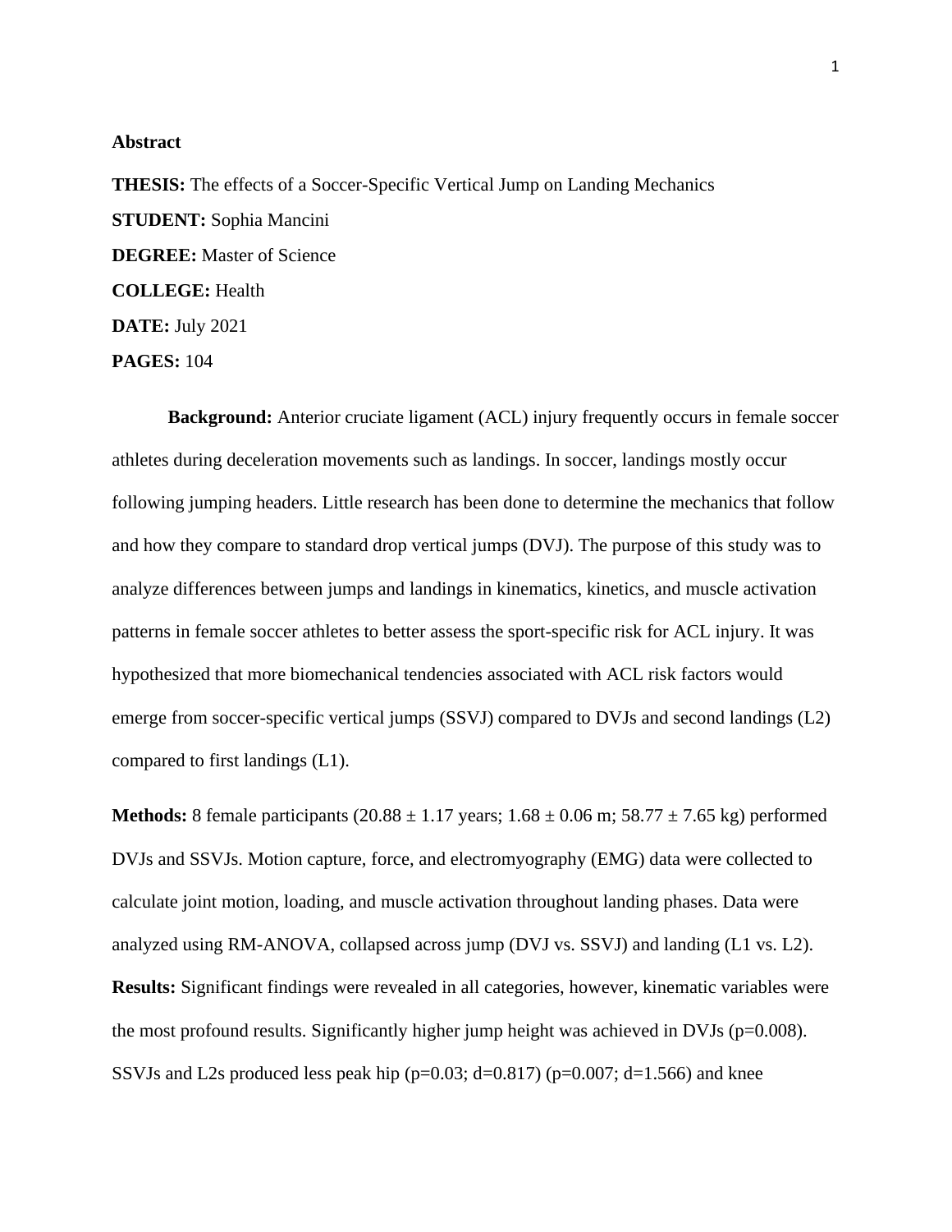## Abstract

**THESIS:** The effects of a Soccer-Specific Vertical Jump on Landing Mechanics

**STUDENT:** Sophia Mancini

**DEGREE:** Master of Science

**COLLEGE:** Health

**DATE:** July 2021

**PAGES:** 104

**Background:** Anterior cruciate ligament (ACL) injury frequently occurs in female soccer athletes during deceleration movements such as landings. In soccer, landings mostly occur following jumping headers. Little research has been done to determine the mechanics that follow and how they compare to standard drop vertical jumps (DVJ). The purpose of this study was to analyze differences between jumps and landings in kinematics, kinetics, and muscle activation patterns in female soccer athletes to better assess the sport-specific risk for ACL injury. It was hypothesized that more biomechanical tendencies associated with ACL risk factors would emerge from soccer-specific vertical jumps (SSVJ) compared to DVJs and second landings (L2) compared to first landings (L1).

**Methods:** 8 female participants (20.88 ± 1.17 years; 1.68 ± 0.06 m; 58.77 ± 7.65 kg) performed DVJs and SSVJs. Motion capture, force, and electromyography (EMG) data were collected to calculate joint motion, loading, and muscle activation throughout landing phases. Data were analyzed using RM-ANOVA, collapsed across jump (DVJ vs. SSVJ) and landing (L1 vs. L2).

**Results:** Significant findings were revealed in all categories, however, kinematic variables were the most profound results. Significantly higher jump height was achieved in DVJs ($p=0.008$). SSVJs and L2s produced less peak hip ($p=0.03$; $d=0.817$) ($p=0.007$; $d=1.566$) and knee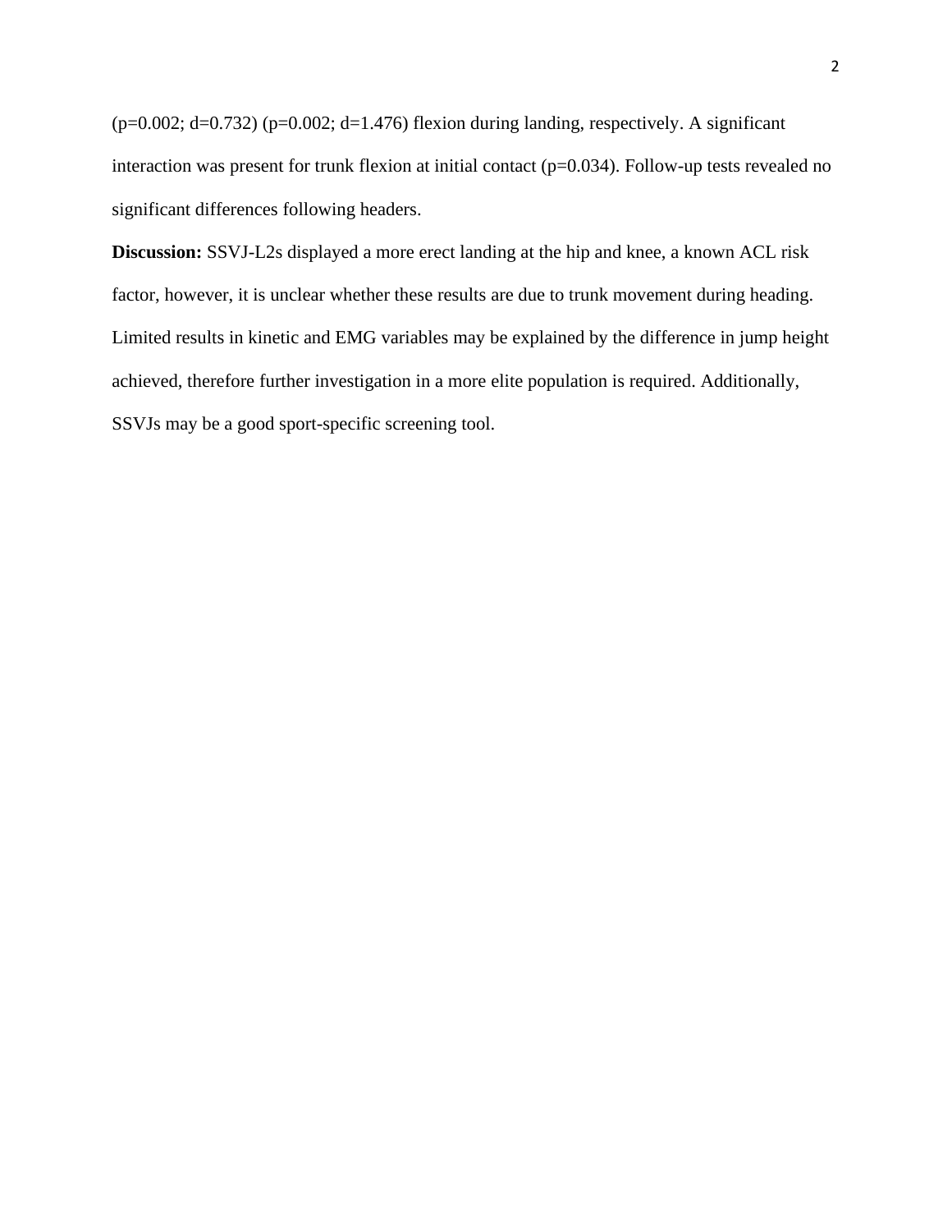($p=0.002$; $d=0.732$) ($p=0.002$; $d=1.476$) flexion during landing, respectively. A significant interaction was present for trunk flexion at initial contact ($p=0.034$). Follow-up tests revealed no significant differences following headers.

**Discussion:** SSVJ-L2s displayed a more erect landing at the hip and knee, a known ACL risk factor, however, it is unclear whether these results are due to trunk movement during heading. Limited results in kinetic and EMG variables may be explained by the difference in jump height achieved, therefore further investigation in a more elite population is required. Additionally, SSVJs may be a good sport-specific screening tool.